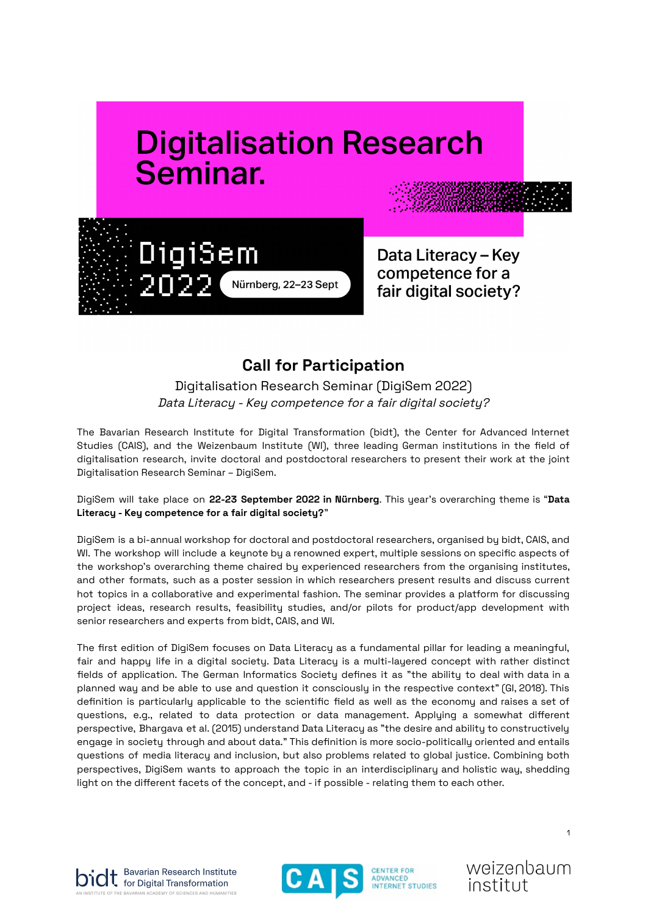# Digitalisation Research Seminar.

DigiSem 2022 Nürnberg, 22–23 Sept

Data Literacy – Key competence for a fair digital society?

## Call for Participation

Digitalisation Research Seminar (DigiSem 2022)

*Data Literacy - Key competence for a fair digital society?*

The Bavarian Research Institute for Digital Transformation (bidt), the Center for Advanced Internet Studies (CAIS), and the Weizenbaum Institute (WI), three leading German institutions in the field of digitalisation research, invite doctoral and postdoctoral researchers to present their work at the joint Digitalisation Research Seminar – DigiSem.

DigiSem will take place on **22-23 September 2022 in Nürnberg**. This year's overarching theme is "**Data Literacy - Key competence for a fair digital society?**"

DigiSem is a bi-annual workshop for doctoral and postdoctoral researchers, organised by bidt, CAIS, and WI. The workshop will include a keynote by a renowned expert, multiple sessions on specific aspects of the workshop's overarching theme chaired by experienced researchers from the organising institutes, and other formats, such as a poster session in which researchers present results and discuss current hot topics in a collaborative and experimental fashion. The seminar provides a platform for discussing project ideas, research results, feasibility studies, and/or pilots for product/app development with senior researchers and experts from bidt, CAIS, and WI.

The first edition of DigiSem focuses on Data Literacy as a fundamental pillar for leading a meaningful, fair and happy life in a digital society. Data Literacy is a multi-layered concept with rather distinct fields of application. The German Informatics Society defines it as "the ability to deal with data in a planned way and be able to use and question it consciously in the respective context" (GI, 2018). This definition is particularly applicable to the scientific field as well as the economy and raises a set of questions, e.g., related to data protection or data management. Applying a somewhat different perspective, Bhargava et al. (2015) understand Data Literacy as "the desire and ability to constructively engage in society through and about data." This definition is more socio-politically oriented and entails questions of media literacy and inclusion, but also problems related to global justice. Combining both perspectives, DigiSem wants to approach the topic in an interdisciplinary and holistic way, shedding light on the different facets of the concept, and - if possible - relating them to each other.

bidt Bavarian Research Institute for Digital Transformation – An Institute of the Bavarian Academy of Sciences and Humanities | CAIS Center for Advanced Internet Studies | weizenbaum institut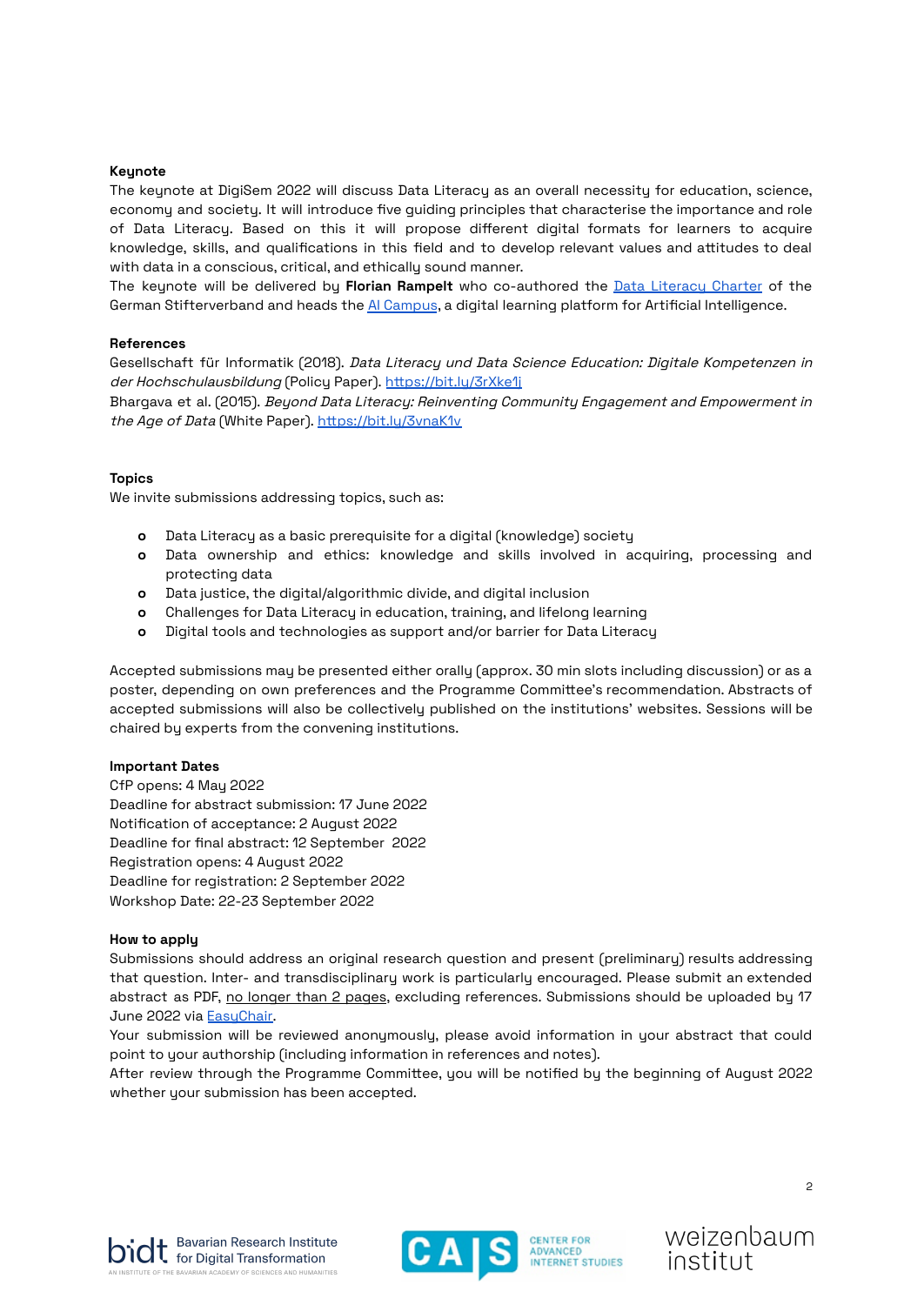**Keynote**

The keynote at DigiSem 2022 will discuss Data Literacy as an overall necessity for education, science, economy and society. It will introduce five guiding principles that characterise the importance and role of Data Literacy. Based on this it will propose different digital formats for learners to acquire knowledge, skills, and qualifications in this field and to develop relevant values and attitudes to deal with data in a conscious, critical, and ethically sound manner.

The keynote will be delivered by **Florian Rampelt** who co-authored the Data Literacy Charter of the German Stifterverband and heads the AI Campus, a digital learning platform for Artificial Intelligence.

**References**

Gesellschaft für Informatik (2018). *Data Literacy und Data Science Education: Digitale Kompetenzen in der Hochschulausbildung* (Policy Paper). https://bit.ly/3rXke1j

Bhargava et al. (2015). *Beyond Data Literacy: Reinventing Community Engagement and Empowerment in the Age of Data* (White Paper). https://bit.ly/3vnaK1v

**Topics**

We invite submissions addressing topics, such as:

- Data Literacy as a basic prerequisite for a digital (knowledge) society
- Data ownership and ethics: knowledge and skills involved in acquiring, processing and protecting data
- Data justice, the digital/algorithmic divide, and digital inclusion
- Challenges for Data Literacy in education, training, and lifelong learning
- Digital tools and technologies as support and/or barrier for Data Literacy

Accepted submissions may be presented either orally (approx. 30 min slots including discussion) or as a poster, depending on own preferences and the Programme Committee's recommendation. Abstracts of accepted submissions will also be collectively published on the institutions' websites. Sessions will be chaired by experts from the convening institutions.

**Important Dates**

CfP opens: 4 May 2022
Deadline for abstract submission: 17 June 2022
Notification of acceptance: 2 August 2022
Deadline for final abstract: 12 September 2022
Registration opens: 4 August 2022
Deadline for registration: 2 September 2022
Workshop Date: 22-23 September 2022

**How to apply**

Submissions should address an original research question and present (preliminary) results addressing that question. Inter- and transdisciplinary work is particularly encouraged. Please submit an extended abstract as PDF, no longer than 2 pages, excluding references. Submissions should be uploaded by 17 June 2022 via EasyChair.

Your submission will be reviewed anonymously, please avoid information in your abstract that could point to your authorship (including information in references and notes).

After review through the Programme Committee, you will be notified by the beginning of August 2022 whether your submission has been accepted.

bidt Bavarian Research Institute for Digital Transformation
AN INSTITUTE OF THE BAVARIAN ACADEMY OF SCIENCES AND HUMANITIES

CAIS CENTER FOR ADVANCED INTERNET STUDIES

weizenbaum institut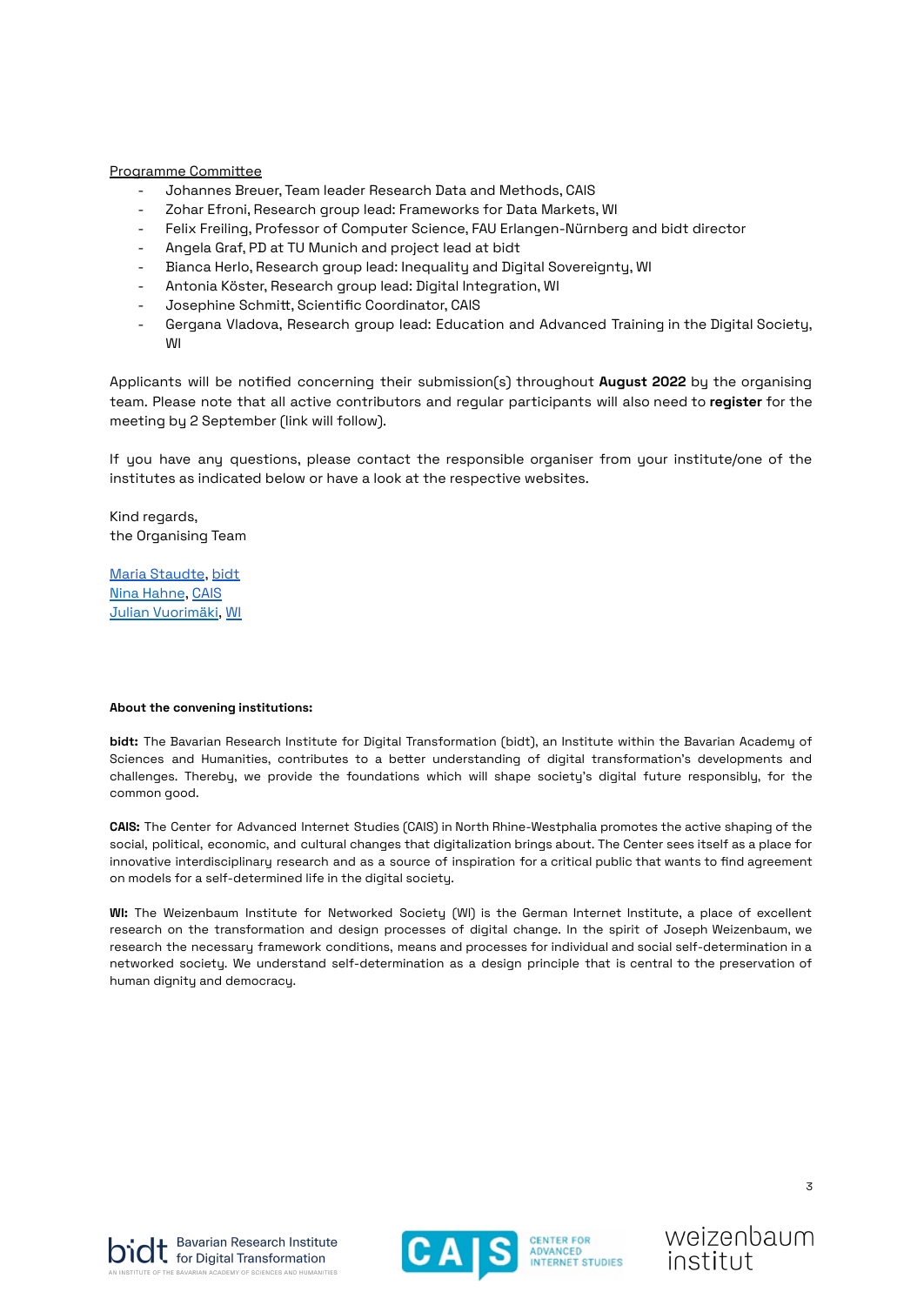Programme Committee

- Johannes Breuer, Team leader Research Data and Methods, CAIS
- Zohar Efroni, Research group lead: Frameworks for Data Markets, WI
- Felix Freiling, Professor of Computer Science, FAU Erlangen-Nürnberg and bidt director
- Angela Graf, PD at TU Munich and project lead at bidt
- Bianca Herlo, Research group lead: Inequality and Digital Sovereignty, WI
- Antonia Köster, Research group lead: Digital Integration, WI
- Josephine Schmitt, Scientific Coordinator, CAIS
- Gergana Vladova, Research group lead: Education and Advanced Training in the Digital Society, WI

Applicants will be notified concerning their submission(s) throughout **August 2022** by the organising team. Please note that all active contributors and regular participants will also need to **register** for the meeting by 2 September (link will follow).

If you have any questions, please contact the responsible organiser from your institute/one of the institutes as indicated below or have a look at the respective websites.

Kind regards,
the Organising Team

Maria Staudte, bidt
Nina Hahne, CAIS
Julian Vuorimäki, WI

**About the convening institutions:**

**bidt:** The Bavarian Research Institute for Digital Transformation (bidt), an Institute within the Bavarian Academy of Sciences and Humanities, contributes to a better understanding of digital transformation's developments and challenges. Thereby, we provide the foundations which will shape society's digital future responsibly, for the common good.

**CAIS:** The Center for Advanced Internet Studies (CAIS) in North Rhine-Westphalia promotes the active shaping of the social, political, economic, and cultural changes that digitalization brings about. The Center sees itself as a place for innovative interdisciplinary research and as a source of inspiration for a critical public that wants to find agreement on models for a self-determined life in the digital society.

**WI:** The Weizenbaum Institute for Networked Society (WI) is the German Internet Institute, a place of excellent research on the transformation and design processes of digital change. In the spirit of Joseph Weizenbaum, we research the necessary framework conditions, means and processes for individual and social self-determination in a networked society. We understand self-determination as a design principle that is central to the preservation of human dignity and democracy.